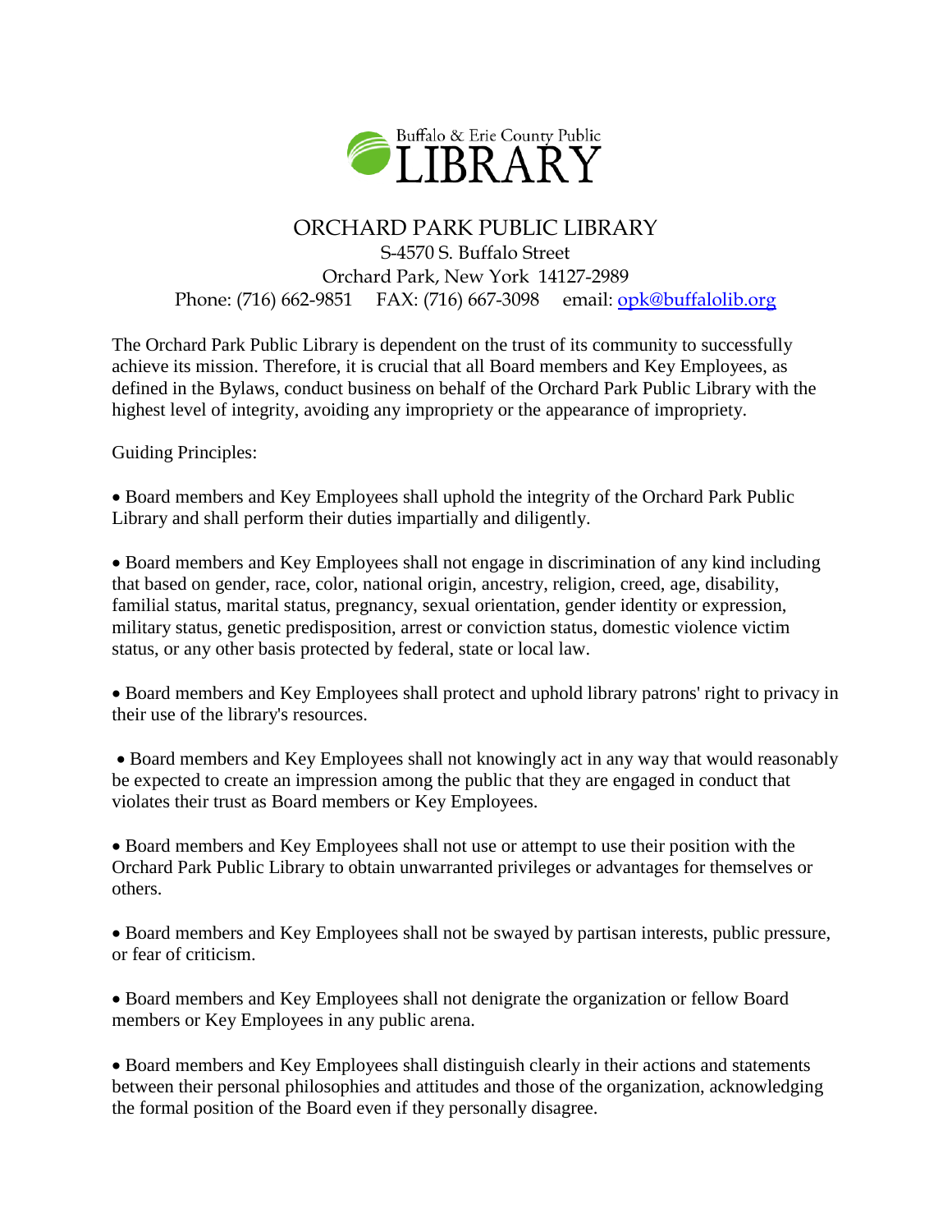Buffalo & Erie County Public LIBRARY

# ORCHARD PARK PUBLIC LIBRARY

S-4570 S. Buffalo Street
Orchard Park, New York 14127-2989
Phone: (716) 662-9851 FAX: (716) 667-3098 email: opk@buffalolib.org

The Orchard Park Public Library is dependent on the trust of its community to successfully achieve its mission. Therefore, it is crucial that all Board members and Key Employees, as defined in the Bylaws, conduct business on behalf of the Orchard Park Public Library with the highest level of integrity, avoiding any impropriety or the appearance of impropriety.

Guiding Principles:

- Board members and Key Employees shall uphold the integrity of the Orchard Park Public Library and shall perform their duties impartially and diligently.

- Board members and Key Employees shall not engage in discrimination of any kind including that based on gender, race, color, national origin, ancestry, religion, creed, age, disability, familial status, marital status, pregnancy, sexual orientation, gender identity or expression, military status, genetic predisposition, arrest or conviction status, domestic violence victim status, or any other basis protected by federal, state or local law.

- Board members and Key Employees shall protect and uphold library patrons' right to privacy in their use of the library's resources.

- Board members and Key Employees shall not knowingly act in any way that would reasonably be expected to create an impression among the public that they are engaged in conduct that violates their trust as Board members or Key Employees.

- Board members and Key Employees shall not use or attempt to use their position with the Orchard Park Public Library to obtain unwarranted privileges or advantages for themselves or others.

- Board members and Key Employees shall not be swayed by partisan interests, public pressure, or fear of criticism.

- Board members and Key Employees shall not denigrate the organization or fellow Board members or Key Employees in any public arena.

- Board members and Key Employees shall distinguish clearly in their actions and statements between their personal philosophies and attitudes and those of the organization, acknowledging the formal position of the Board even if they personally disagree.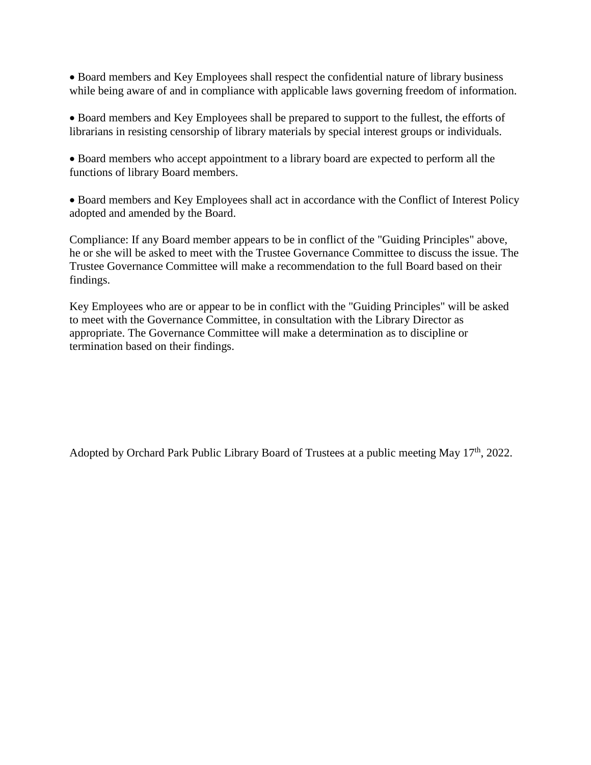- Board members and Key Employees shall respect the confidential nature of library business while being aware of and in compliance with applicable laws governing freedom of information.

- Board members and Key Employees shall be prepared to support to the fullest, the efforts of librarians in resisting censorship of library materials by special interest groups or individuals.

- Board members who accept appointment to a library board are expected to perform all the functions of library Board members.

- Board members and Key Employees shall act in accordance with the Conflict of Interest Policy adopted and amended by the Board.

Compliance: If any Board member appears to be in conflict of the "Guiding Principles" above, he or she will be asked to meet with the Trustee Governance Committee to discuss the issue. The Trustee Governance Committee will make a recommendation to the full Board based on their findings.

Key Employees who are or appear to be in conflict with the "Guiding Principles" will be asked to meet with the Governance Committee, in consultation with the Library Director as appropriate. The Governance Committee will make a determination as to discipline or termination based on their findings.

Adopted by Orchard Park Public Library Board of Trustees at a public meeting May 17th, 2022.